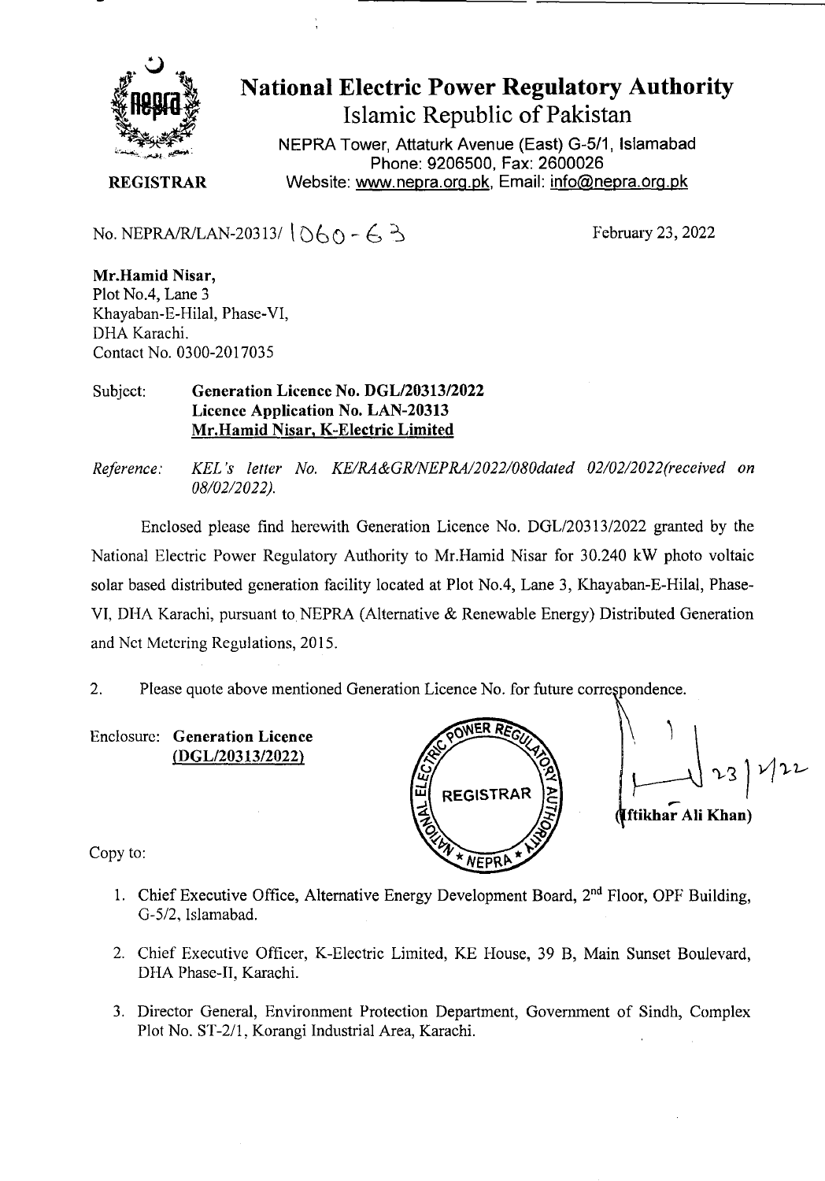# National Electric Power Regulatory Authority

## Islamic Republic of Pakistan

NEPRA Tower, Attaturk Avenue (East) G-5/1, Islamabad
Phone: 9206500, Fax: 2600026
Website: www.nepra.org.pk, Email: info@nepra.org.pk

**REGISTRAR**

No. NEPRA/R/LAN-20313/ 1060 - 63

February 23, 2022

**Mr.Hamid Nisar,**
Plot No.4, Lane 3
Khayaban-E-Hilal, Phase-VI,
DHA Karachi.
Contact No. 0300-2017035

Subject: **Generation Licence No. DGL/20313/2022**
**Licence Application No. LAN-20313**
**Mr.Hamid Nisar, K-Electric Limited**

*Reference: KEL's letter No. KE/RA&GR/NEPRA/2022/080dated 02/02/2022(received on 08/02/2022).*

Enclosed please find herewith Generation Licence No. DGL/20313/2022 granted by the National Electric Power Regulatory Authority to Mr.Hamid Nisar for 30.240 kW photo voltaic solar based distributed generation facility located at Plot No.4, Lane 3, Khayaban-E-Hilal, Phase-VI, DHA Karachi, pursuant to NEPRA (Alternative & Renewable Energy) Distributed Generation and Net Metering Regulations, 2015.

2. Please quote above mentioned Generation Licence No. for future correspondence.

Enclosure: **Generation Licence (DGL/20313/2022)**

23/2/22
**(Iftikhar Ali Khan)**

Copy to:

1. Chief Executive Office, Alternative Energy Development Board, 2nd Floor, OPF Building, G-5/2, Islamabad.
2. Chief Executive Officer, K-Electric Limited, KE House, 39 B, Main Sunset Boulevard, DHA Phase-II, Karachi.
3. Director General, Environment Protection Department, Government of Sindh, Complex Plot No. ST-2/1, Korangi Industrial Area, Karachi.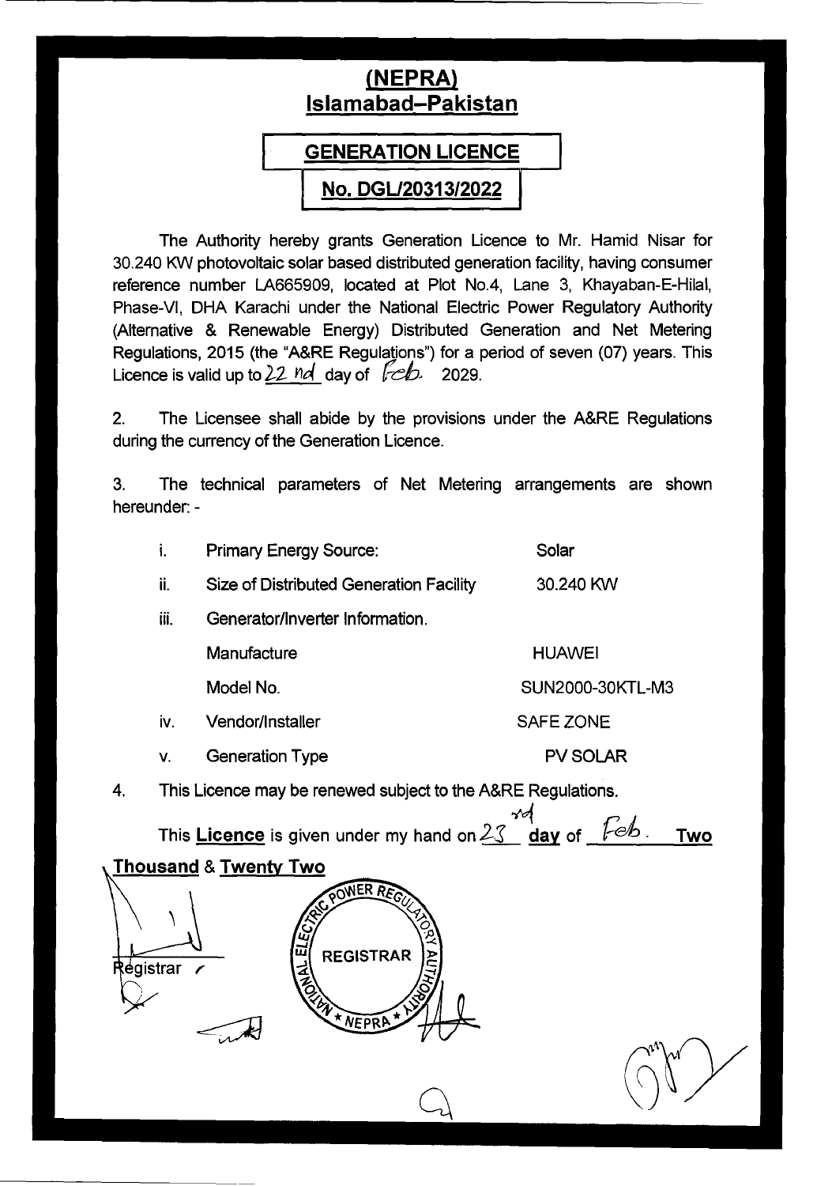# (NEPRA)
# Islamabad–Pakistan

## GENERATION LICENCE

## No. DGL/20313/2022

The Authority hereby grants Generation Licence to Mr. Hamid Nisar for 30.240 KW photovoltaic solar based distributed generation facility, having consumer reference number LA665909, located at Plot No.4, Lane 3, Khayaban-E-Hilal, Phase-VI, DHA Karachi under the National Electric Power Regulatory Authority (Alternative & Renewable Energy) Distributed Generation and Net Metering Regulations, 2015 (the "A&RE Regulations") for a period of seven (07) years. This Licence is valid up to 22 nd day of Feb. 2029.

2. The Licensee shall abide by the provisions under the A&RE Regulations during the currency of the Generation Licence.

3. The technical parameters of Net Metering arrangements are shown hereunder: -

| | | |
|---|---|---|
| i. | Primary Energy Source: | Solar |
| ii. | Size of Distributed Generation Facility | 30.240 KW |
| iii. | Generator/Inverter Information. | |
| | Manufacture | HUAWEI |
| | Model No. | SUN2000-30KTL-M3 |
| iv. | Vendor/Installer | SAFE ZONE |
| v. | Generation Type | PV SOLAR |

4. This Licence may be renewed subject to the A&RE Regulations.

This **Licence** is given under my hand on 23rd **day** of Feb. **Two Thousand** & **Twenty Two**

Registrar

REGISTRAR
NATIONAL ELECTRIC POWER REGULATORY AUTHORITY
★ NEPRA ★